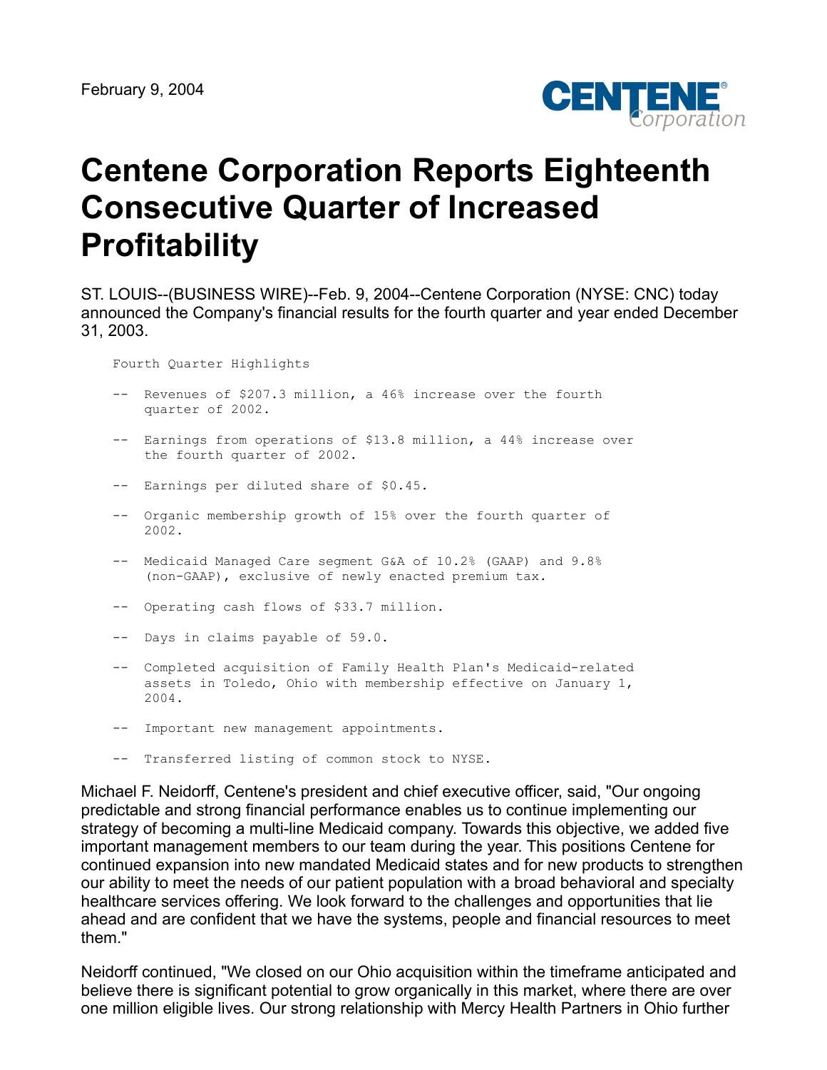February 9, 2004

# Centene Corporation Reports Eighteenth Consecutive Quarter of Increased Profitability

ST. LOUIS--(BUSINESS WIRE)--Feb. 9, 2004--Centene Corporation (NYSE: CNC) today announced the Company's financial results for the fourth quarter and year ended December 31, 2003.

Fourth Quarter Highlights

- Revenues of $207.3 million, a 46% increase over the fourth quarter of 2002.
- Earnings from operations of $13.8 million, a 44% increase over the fourth quarter of 2002.
- Earnings per diluted share of $0.45.
- Organic membership growth of 15% over the fourth quarter of 2002.
- Medicaid Managed Care segment G&A of 10.2% (GAAP) and 9.8% (non-GAAP), exclusive of newly enacted premium tax.
- Operating cash flows of $33.7 million.
- Days in claims payable of 59.0.
- Completed acquisition of Family Health Plan's Medicaid-related assets in Toledo, Ohio with membership effective on January 1, 2004.
- Important new management appointments.
- Transferred listing of common stock to NYSE.

Michael F. Neidorff, Centene's president and chief executive officer, said, "Our ongoing predictable and strong financial performance enables us to continue implementing our strategy of becoming a multi-line Medicaid company. Towards this objective, we added five important management members to our team during the year. This positions Centene for continued expansion into new mandated Medicaid states and for new products to strengthen our ability to meet the needs of our patient population with a broad behavioral and specialty healthcare services offering. We look forward to the challenges and opportunities that lie ahead and are confident that we have the systems, people and financial resources to meet them."

Neidorff continued, "We closed on our Ohio acquisition within the timeframe anticipated and believe there is significant potential to grow organically in this market, where there are over one million eligible lives. Our strong relationship with Mercy Health Partners in Ohio further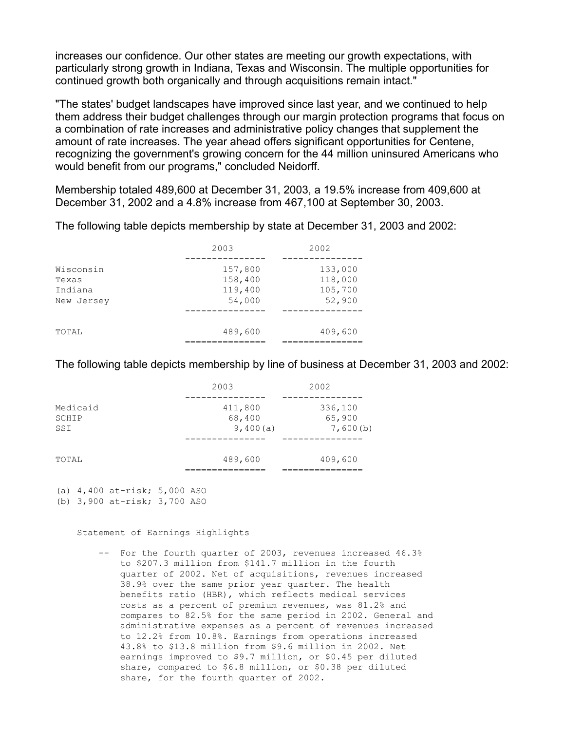increases our confidence. Our other states are meeting our growth expectations, with particularly strong growth in Indiana, Texas and Wisconsin. The multiple opportunities for continued growth both organically and through acquisitions remain intact."

"The states' budget landscapes have improved since last year, and we continued to help them address their budget challenges through our margin protection programs that focus on a combination of rate increases and administrative policy changes that supplement the amount of rate increases. The year ahead offers significant opportunities for Centene, recognizing the government's growing concern for the 44 million uninsured Americans who would benefit from our programs," concluded Neidorff.

Membership totaled 489,600 at December 31, 2003, a 19.5% increase from 409,600 at December 31, 2002 and a 4.8% increase from 467,100 at September 30, 2003.

The following table depicts membership by state at December 31, 2003 and 2002:

| | 2003 | 2002 |
|---|---|---|
| Wisconsin | 157,800 | 133,000 |
| Texas | 158,400 | 118,000 |
| Indiana | 119,400 | 105,700 |
| New Jersey | 54,000 | 52,900 |
| TOTAL | 489,600 | 409,600 |

The following table depicts membership by line of business at December 31, 2003 and 2002:

| | 2003 | 2002 |
|---|---|---|
| Medicaid | 411,800 | 336,100 |
| SCHIP | 68,400 | 65,900 |
| SSI | 9,400(a) | 7,600(b) |
| TOTAL | 489,600 | 409,600 |

(a) 4,400 at-risk; 5,000 ASO
(b) 3,900 at-risk; 3,700 ASO

Statement of Earnings Highlights

-- For the fourth quarter of 2003, revenues increased 46.3% to $207.3 million from $141.7 million in the fourth quarter of 2002. Net of acquisitions, revenues increased 38.9% over the same prior year quarter. The health benefits ratio (HBR), which reflects medical services costs as a percent of premium revenues, was 81.2% and compares to 82.5% for the same period in 2002. General and administrative expenses as a percent of revenues increased to 12.2% from 10.8%. Earnings from operations increased 43.8% to $13.8 million from $9.6 million in 2002. Net earnings improved to $9.7 million, or $0.45 per diluted share, compared to $6.8 million, or $0.38 per diluted share, for the fourth quarter of 2002.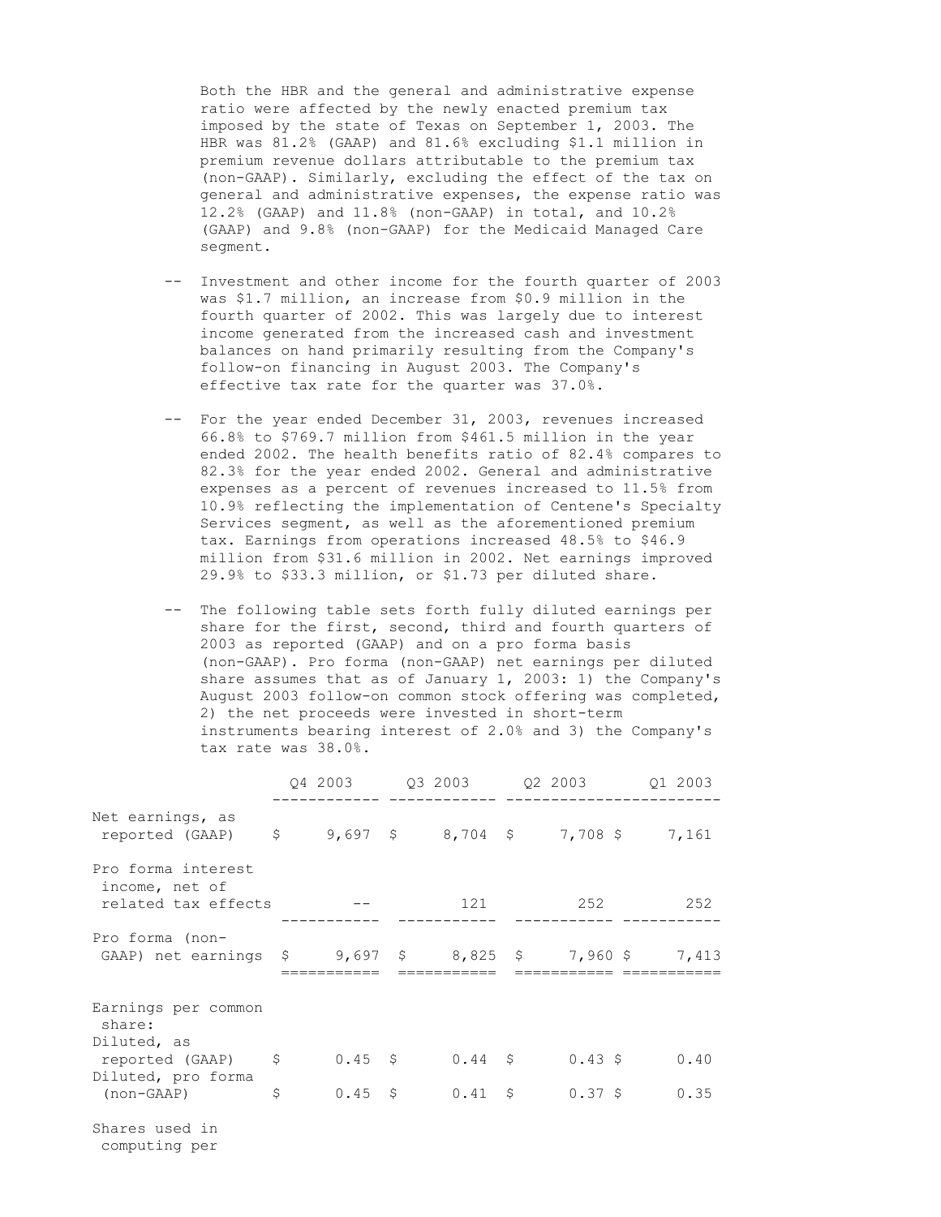Both the HBR and the general and administrative expense ratio were affected by the newly enacted premium tax imposed by the state of Texas on September 1, 2003. The HBR was 81.2% (GAAP) and 81.6% excluding $1.1 million in premium revenue dollars attributable to the premium tax (non-GAAP). Similarly, excluding the effect of the tax on general and administrative expenses, the expense ratio was 12.2% (GAAP) and 11.8% (non-GAAP) in total, and 10.2% (GAAP) and 9.8% (non-GAAP) for the Medicaid Managed Care segment.

-- Investment and other income for the fourth quarter of 2003 was $1.7 million, an increase from $0.9 million in the fourth quarter of 2002. This was largely due to interest income generated from the increased cash and investment balances on hand primarily resulting from the Company's follow-on financing in August 2003. The Company's effective tax rate for the quarter was 37.0%.

-- For the year ended December 31, 2003, revenues increased 66.8% to $769.7 million from $461.5 million in the year ended 2002. The health benefits ratio of 82.4% compares to 82.3% for the year ended 2002. General and administrative expenses as a percent of revenues increased to 11.5% from 10.9% reflecting the implementation of Centene's Specialty Services segment, as well as the aforementioned premium tax. Earnings from operations increased 48.5% to $46.9 million from $31.6 million in 2002. Net earnings improved 29.9% to $33.3 million, or $1.73 per diluted share.

-- The following table sets forth fully diluted earnings per share for the first, second, third and fourth quarters of 2003 as reported (GAAP) and on a pro forma basis (non-GAAP). Pro forma (non-GAAP) net earnings per diluted share assumes that as of January 1, 2003: 1) the Company's August 2003 follow-on common stock offering was completed, 2) the net proceeds were invested in short-term instruments bearing interest of 2.0% and 3) the Company's tax rate was 38.0%.

| | Q4 2003 | Q3 2003 | Q2 2003 | Q1 2003 |
|---|---|---|---|---|
| Net earnings, as reported (GAAP) | $ 9,697 | $ 8,704 | $ 7,708 | $ 7,161 |
| Pro forma interest income, net of related tax effects | -- | 121 | 252 | 252 |
| Pro forma (non-GAAP) net earnings | $ 9,697 | $ 8,825 | $ 7,960 | $ 7,413 |
| Earnings per common share: | | | | |
| Diluted, as reported (GAAP) | $ 0.45 | $ 0.44 | $ 0.43 | $ 0.40 |
| Diluted, pro forma (non-GAAP) | $ 0.45 | $ 0.41 | $ 0.37 | $ 0.35 |
| Shares used in computing per | | | | |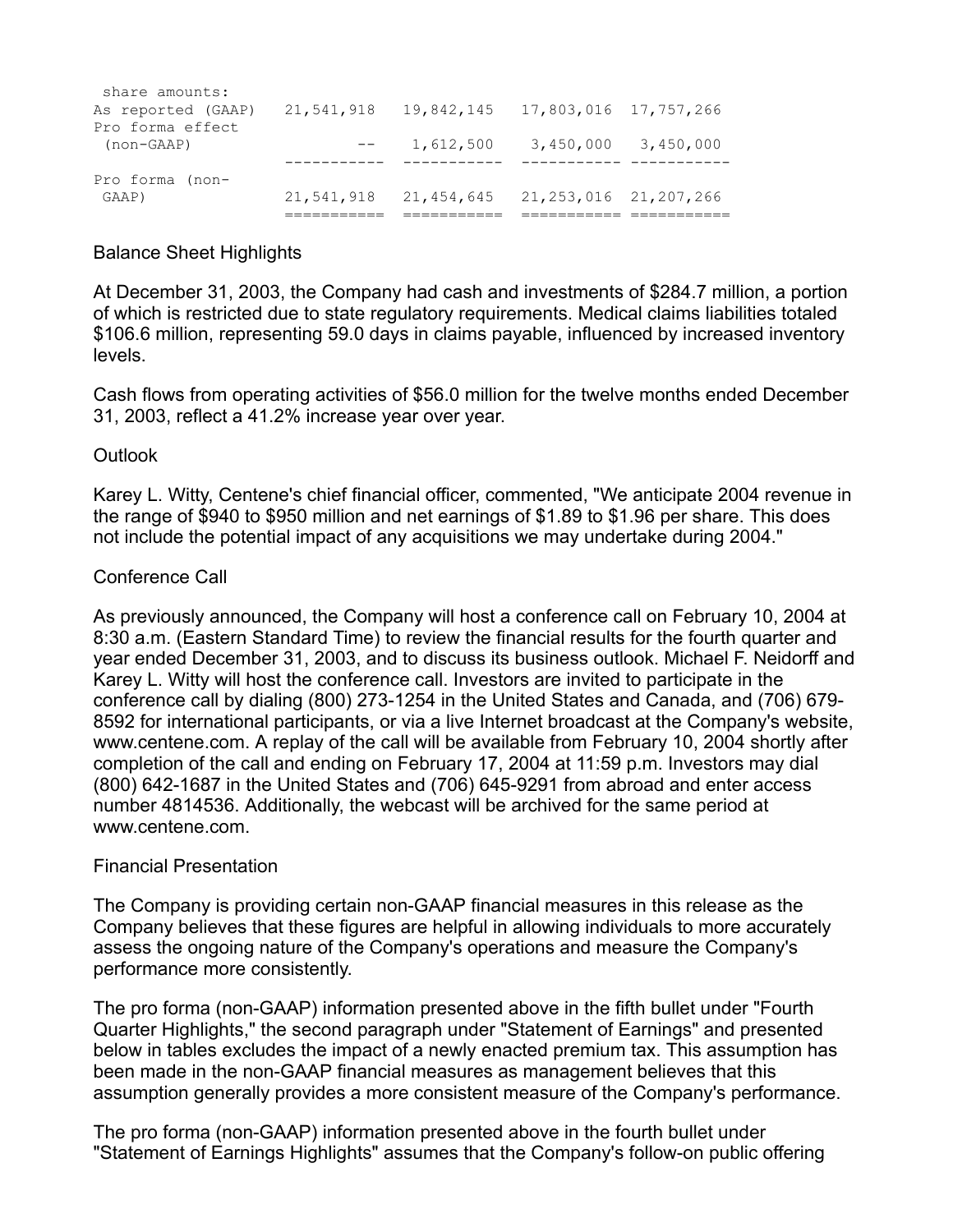| share amounts: | | | | |
| --- | --- | --- | --- | --- |
| As reported (GAAP) | 21,541,918 | 19,842,145 | 17,803,016 | 17,757,266 |
| Pro forma effect (non-GAAP) | -- | 1,612,500 | 3,450,000 | 3,450,000 |
| Pro forma (non-GAAP) | 21,541,918 | 21,454,645 | 21,253,016 | 21,207,266 |

Balance Sheet Highlights

At December 31, 2003, the Company had cash and investments of $284.7 million, a portion of which is restricted due to state regulatory requirements. Medical claims liabilities totaled $106.6 million, representing 59.0 days in claims payable, influenced by increased inventory levels.

Cash flows from operating activities of $56.0 million for the twelve months ended December 31, 2003, reflect a 41.2% increase year over year.

Outlook

Karey L. Witty, Centene's chief financial officer, commented, "We anticipate 2004 revenue in the range of $940 to $950 million and net earnings of $1.89 to $1.96 per share. This does not include the potential impact of any acquisitions we may undertake during 2004."

Conference Call

As previously announced, the Company will host a conference call on February 10, 2004 at 8:30 a.m. (Eastern Standard Time) to review the financial results for the fourth quarter and year ended December 31, 2003, and to discuss its business outlook. Michael F. Neidorff and Karey L. Witty will host the conference call. Investors are invited to participate in the conference call by dialing (800) 273-1254 in the United States and Canada, and (706) 679-8592 for international participants, or via a live Internet broadcast at the Company's website, www.centene.com. A replay of the call will be available from February 10, 2004 shortly after completion of the call and ending on February 17, 2004 at 11:59 p.m. Investors may dial (800) 642-1687 in the United States and (706) 645-9291 from abroad and enter access number 4814536. Additionally, the webcast will be archived for the same period at www.centene.com.

Financial Presentation

The Company is providing certain non-GAAP financial measures in this release as the Company believes that these figures are helpful in allowing individuals to more accurately assess the ongoing nature of the Company's operations and measure the Company's performance more consistently.

The pro forma (non-GAAP) information presented above in the fifth bullet under "Fourth Quarter Highlights," the second paragraph under "Statement of Earnings" and presented below in tables excludes the impact of a newly enacted premium tax. This assumption has been made in the non-GAAP financial measures as management believes that this assumption generally provides a more consistent measure of the Company's performance.

The pro forma (non-GAAP) information presented above in the fourth bullet under "Statement of Earnings Highlights" assumes that the Company's follow-on public offering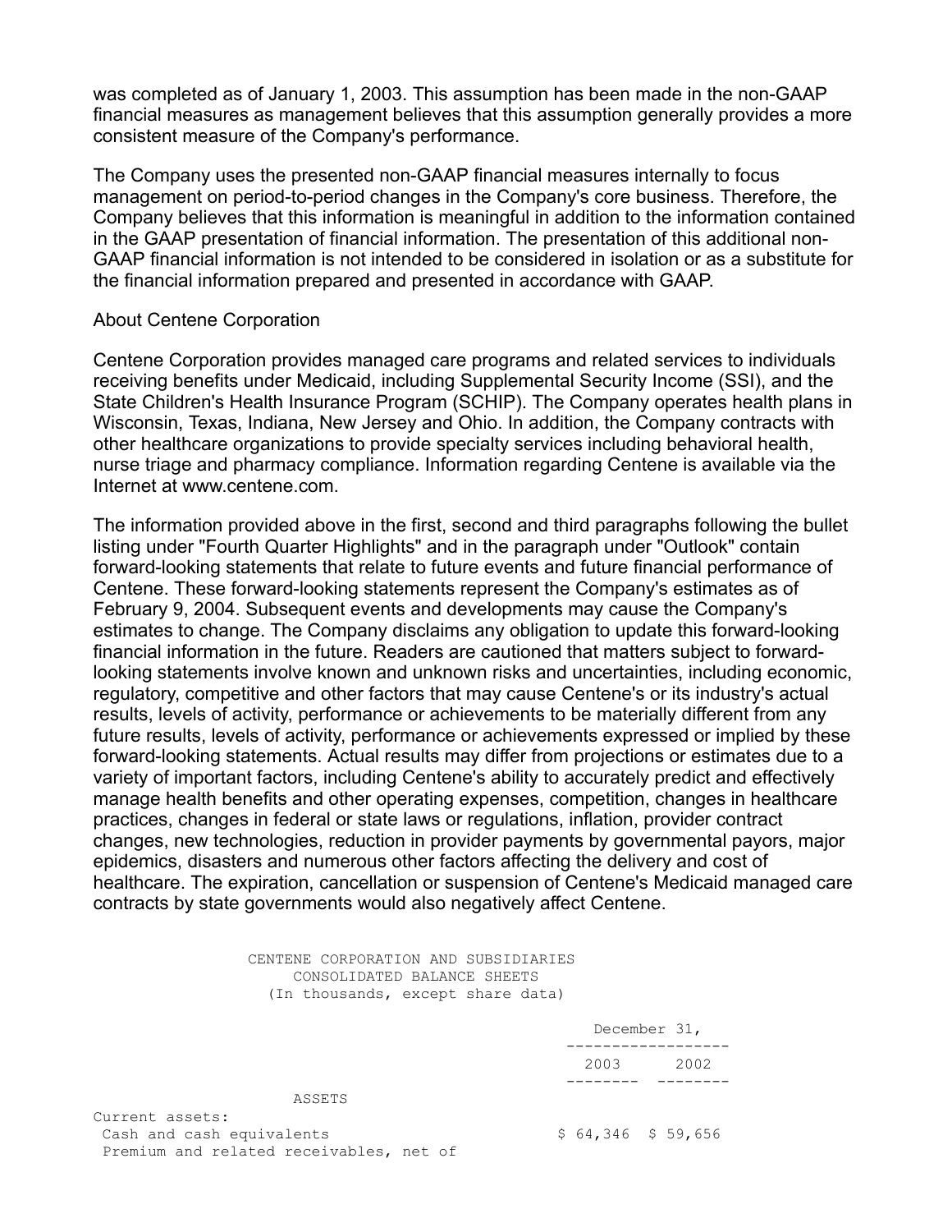was completed as of January 1, 2003. This assumption has been made in the non-GAAP financial measures as management believes that this assumption generally provides a more consistent measure of the Company's performance.

The Company uses the presented non-GAAP financial measures internally to focus management on period-to-period changes in the Company's core business. Therefore, the Company believes that this information is meaningful in addition to the information contained in the GAAP presentation of financial information. The presentation of this additional non-GAAP financial information is not intended to be considered in isolation or as a substitute for the financial information prepared and presented in accordance with GAAP.

About Centene Corporation

Centene Corporation provides managed care programs and related services to individuals receiving benefits under Medicaid, including Supplemental Security Income (SSI), and the State Children's Health Insurance Program (SCHIP). The Company operates health plans in Wisconsin, Texas, Indiana, New Jersey and Ohio. In addition, the Company contracts with other healthcare organizations to provide specialty services including behavioral health, nurse triage and pharmacy compliance. Information regarding Centene is available via the Internet at www.centene.com.

The information provided above in the first, second and third paragraphs following the bullet listing under "Fourth Quarter Highlights" and in the paragraph under "Outlook" contain forward-looking statements that relate to future events and future financial performance of Centene. These forward-looking statements represent the Company's estimates as of February 9, 2004. Subsequent events and developments may cause the Company's estimates to change. The Company disclaims any obligation to update this forward-looking financial information in the future. Readers are cautioned that matters subject to forward-looking statements involve known and unknown risks and uncertainties, including economic, regulatory, competitive and other factors that may cause Centene's or its industry's actual results, levels of activity, performance or achievements to be materially different from any future results, levels of activity, performance or achievements expressed or implied by these forward-looking statements. Actual results may differ from projections or estimates due to a variety of important factors, including Centene's ability to accurately predict and effectively manage health benefits and other operating expenses, competition, changes in healthcare practices, changes in federal or state laws or regulations, inflation, provider contract changes, new technologies, reduction in provider payments by governmental payors, major epidemics, disasters and numerous other factors affecting the delivery and cost of healthcare. The expiration, cancellation or suspension of Centene's Medicaid managed care contracts by state governments would also negatively affect Centene.

CENTENE CORPORATION AND SUBSIDIARIES
CONSOLIDATED BALANCE SHEETS
(In thousands, except share data)

| | December 31, 2003 | December 31, 2002 |
|---|---|---|
| ASSETS | | |
| Current assets: | | |
| Cash and cash equivalents | $ 64,346 | $ 59,656 |
| Premium and related receivables, net of | | |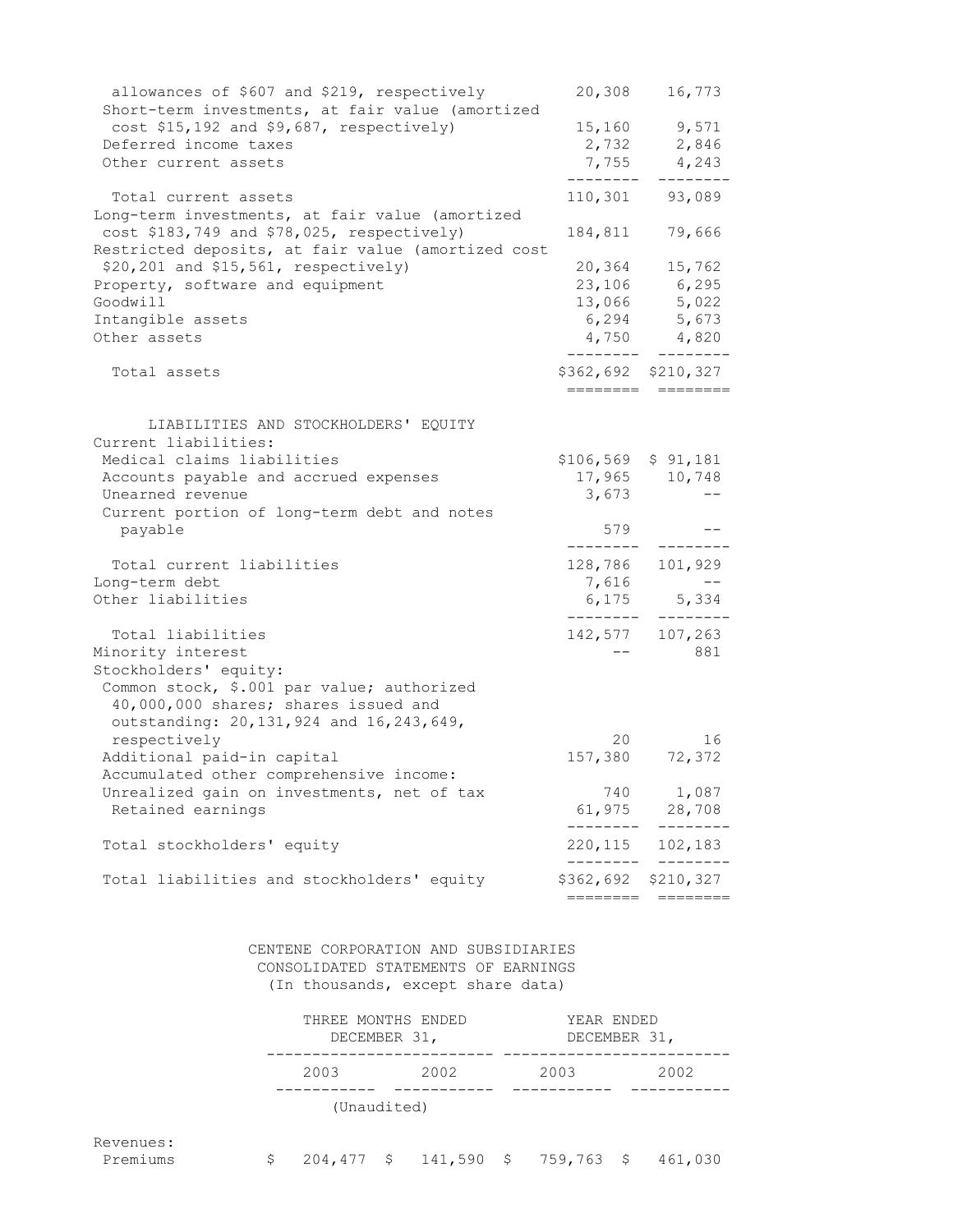| | | |
|---|---|---|
| allowances of $607 and $219, respectively | 20,308 | 16,773 |
| Short-term investments, at fair value (amortized cost $15,192 and $9,687, respectively) | 15,160 | 9,571 |
| Deferred income taxes | 2,732 | 2,846 |
| Other current assets | 7,755 | 4,243 |
| Total current assets | 110,301 | 93,089 |
| Long-term investments, at fair value (amortized cost $183,749 and $78,025, respectively) | 184,811 | 79,666 |
| Restricted deposits, at fair value (amortized cost $20,201 and $15,561, respectively) | 20,364 | 15,762 |
| Property, software and equipment | 23,106 | 6,295 |
| Goodwill | 13,066 | 5,022 |
| Intangible assets | 6,294 | 5,673 |
| Other assets | 4,750 | 4,820 |
| Total assets | $362,692 | $210,327 |
| **LIABILITIES AND STOCKHOLDERS' EQUITY** | | |
| Current liabilities: | | |
| Medical claims liabilities | $106,569 | $ 91,181 |
| Accounts payable and accrued expenses | 17,965 | 10,748 |
| Unearned revenue | 3,673 | -- |
| Current portion of long-term debt and notes payable | 579 | -- |
| Total current liabilities | 128,786 | 101,929 |
| Long-term debt | 7,616 | -- |
| Other liabilities | 6,175 | 5,334 |
| Total liabilities | 142,577 | 107,263 |
| Minority interest | -- | 881 |
| Stockholders' equity: | | |
| Common stock, $.001 par value; authorized 40,000,000 shares; shares issued and outstanding: 20,131,924 and 16,243,649, respectively | 20 | 16 |
| Additional paid-in capital | 157,380 | 72,372 |
| Accumulated other comprehensive income: | | |
| Unrealized gain on investments, net of tax | 740 | 1,087 |
| Retained earnings | 61,975 | 28,708 |
| Total stockholders' equity | 220,115 | 102,183 |
| Total liabilities and stockholders' equity | $362,692 | $210,327 |

CENTENE CORPORATION AND SUBSIDIARIES
CONSOLIDATED STATEMENTS OF EARNINGS
(In thousands, except share data)

| | THREE MONTHS ENDED DECEMBER 31, | | YEAR ENDED DECEMBER 31, | |
|---|---|---|---|---|
| | 2003 | 2002 | 2003 | 2002 |
| | (Unaudited) | | | |
| Revenues: | | | | |
| Premiums | $ 204,477 | $ 141,590 | $ 759,763 | $ 461,030 |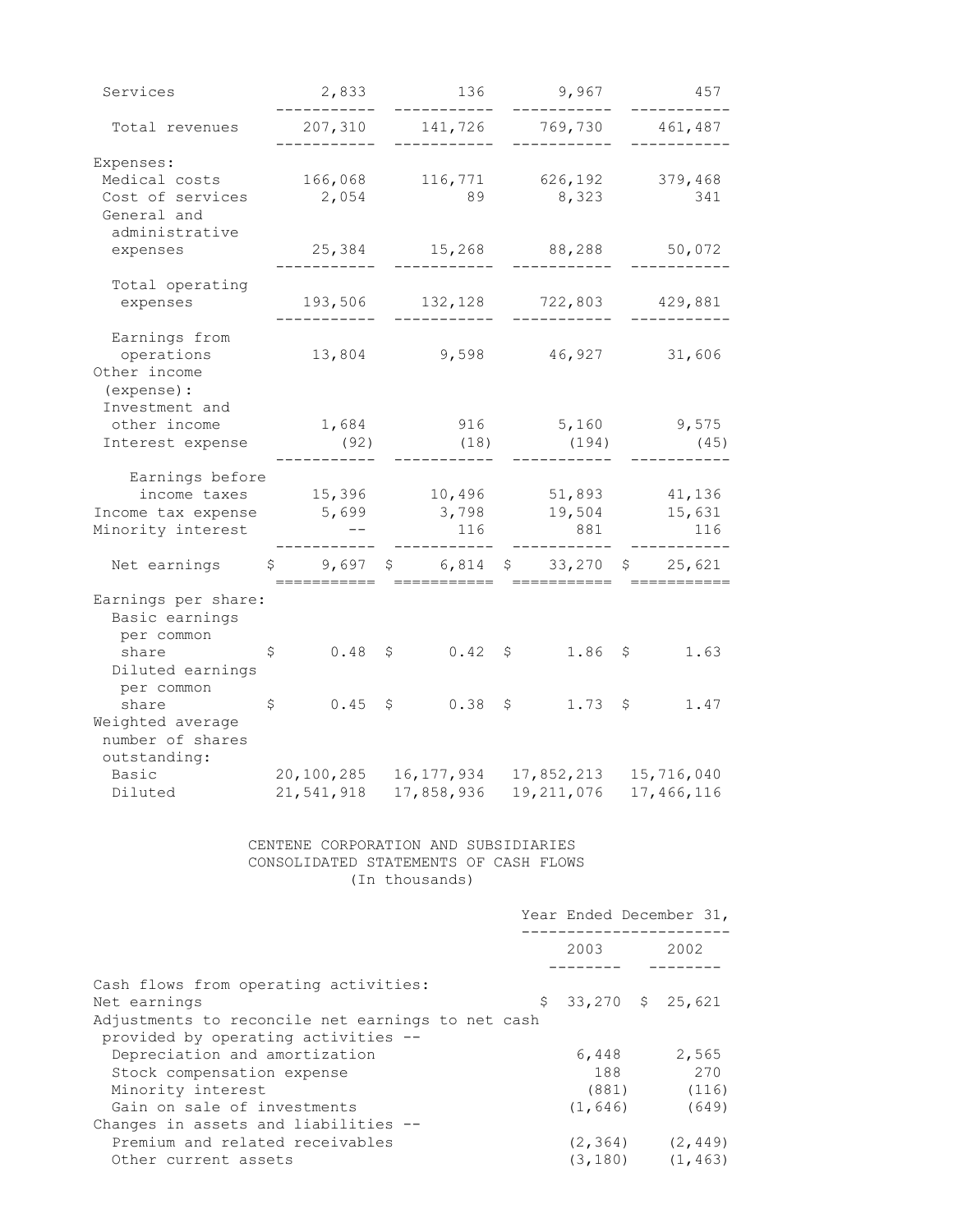| | | | | |
|---|---|---|---|---|
| Services | 2,833 | 136 | 9,967 | 457 |
| Total revenues | 207,310 | 141,726 | 769,730 | 461,487 |
| Expenses: | | | | |
| Medical costs | 166,068 | 116,771 | 626,192 | 379,468 |
| Cost of services | 2,054 | 89 | 8,323 | 341 |
| General and administrative expenses | 25,384 | 15,268 | 88,288 | 50,072 |
| Total operating expenses | 193,506 | 132,128 | 722,803 | 429,881 |
| Earnings from operations | 13,804 | 9,598 | 46,927 | 31,606 |
| Other income (expense): | | | | |
| Investment and other income | 1,684 | 916 | 5,160 | 9,575 |
| Interest expense | (92) | (18) | (194) | (45) |
| Earnings before income taxes | 15,396 | 10,496 | 51,893 | 41,136 |
| Income tax expense | 5,699 | 3,798 | 19,504 | 15,631 |
| Minority interest | -- | 116 | 881 | 116 |
| Net earnings | $ 9,697 | $ 6,814 | $ 33,270 | $ 25,621 |
| Earnings per share: | | | | |
| Basic earnings per common share | $ 0.48 | $ 0.42 | $ 1.86 | $ 1.63 |
| Diluted earnings per common share | $ 0.45 | $ 0.38 | $ 1.73 | $ 1.47 |
| Weighted average number of shares outstanding: | | | | |
| Basic | 20,100,285 | 16,177,934 | 17,852,213 | 15,716,040 |
| Diluted | 21,541,918 | 17,858,936 | 19,211,076 | 17,466,116 |

CENTENE CORPORATION AND SUBSIDIARIES
CONSOLIDATED STATEMENTS OF CASH FLOWS
(In thousands)

| | Year Ended December 31, | |
|---|---|---|
| | 2003 | 2002 |
| Cash flows from operating activities: | | |
| Net earnings | $ 33,270 | $ 25,621 |
| Adjustments to reconcile net earnings to net cash provided by operating activities -- | | |
| Depreciation and amortization | 6,448 | 2,565 |
| Stock compensation expense | 188 | 270 |
| Minority interest | (881) | (116) |
| Gain on sale of investments | (1,646) | (649) |
| Changes in assets and liabilities -- | | |
| Premium and related receivables | (2,364) | (2,449) |
| Other current assets | (3,180) | (1,463) |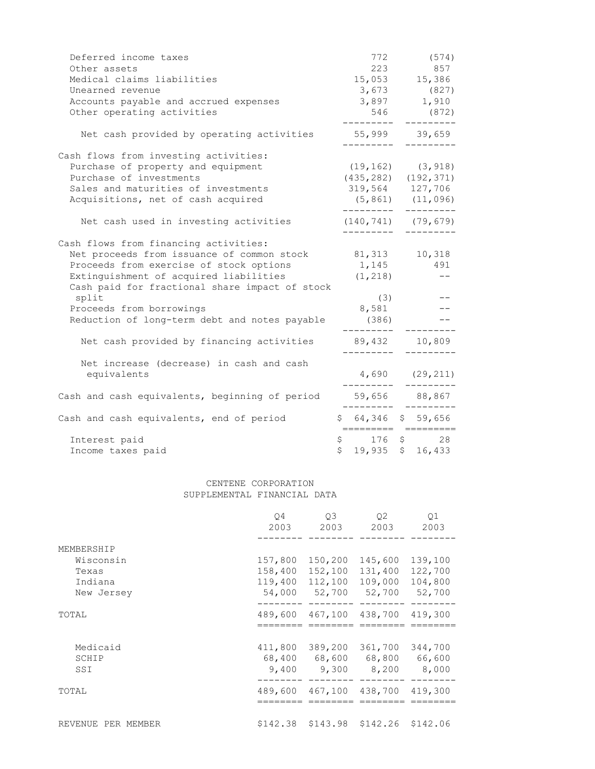| | | |
|---|---|---|
| Deferred income taxes | 772 | (574) |
| Other assets | 223 | 857 |
| Medical claims liabilities | 15,053 | 15,386 |
| Unearned revenue | 3,673 | (827) |
| Accounts payable and accrued expenses | 3,897 | 1,910 |
| Other operating activities | 546 | (872) |
| Net cash provided by operating activities | 55,999 | 39,659 |
| Cash flows from investing activities: | | |
| Purchase of property and equipment | (19,162) | (3,918) |
| Purchase of investments | (435,282) | (192,371) |
| Sales and maturities of investments | 319,564 | 127,706 |
| Acquisitions, net of cash acquired | (5,861) | (11,096) |
| Net cash used in investing activities | (140,741) | (79,679) |
| Cash flows from financing activities: | | |
| Net proceeds from issuance of common stock | 81,313 | 10,318 |
| Proceeds from exercise of stock options | 1,145 | 491 |
| Extinguishment of acquired liabilities | (1,218) | -- |
| Cash paid for fractional share impact of stock split | (3) | -- |
| Proceeds from borrowings | 8,581 | -- |
| Reduction of long-term debt and notes payable | (386) | -- |
| Net cash provided by financing activities | 89,432 | 10,809 |
| Net increase (decrease) in cash and cash equivalents | 4,690 | (29,211) |
| Cash and cash equivalents, beginning of period | 59,656 | 88,867 |
| Cash and cash equivalents, end of period | $ 64,346 | $ 59,656 |
| Interest paid | $ 176 | $ 28 |
| Income taxes paid | $ 19,935 | $ 16,433 |

## CENTENE CORPORATION
## SUPPLEMENTAL FINANCIAL DATA

| | Q4 2003 | Q3 2003 | Q2 2003 | Q1 2003 |
|---|---|---|---|---|
| MEMBERSHIP | | | | |
| Wisconsin | 157,800 | 150,200 | 145,600 | 139,100 |
| Texas | 158,400 | 152,100 | 131,400 | 122,700 |
| Indiana | 119,400 | 112,100 | 109,000 | 104,800 |
| New Jersey | 54,000 | 52,700 | 52,700 | 52,700 |
| TOTAL | 489,600 | 467,100 | 438,700 | 419,300 |
| Medicaid | 411,800 | 389,200 | 361,700 | 344,700 |
| SCHIP | 68,400 | 68,600 | 68,800 | 66,600 |
| SSI | 9,400 | 9,300 | 8,200 | 8,000 |
| TOTAL | 489,600 | 467,100 | 438,700 | 419,300 |
| REVENUE PER MEMBER | $142.38 | $143.98 | $142.26 | $142.06 |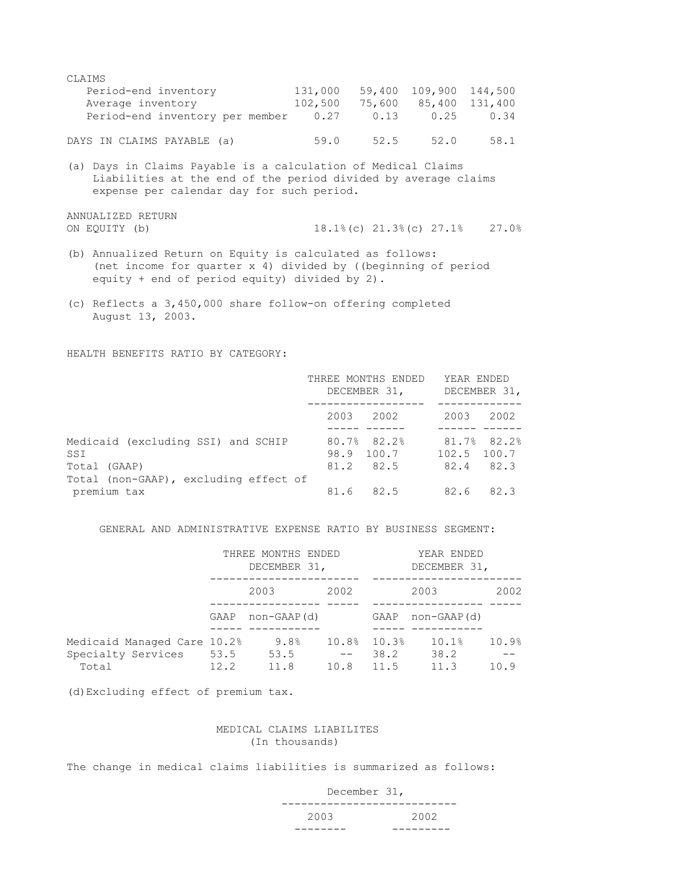| | | | | |
|---|---|---|---|---|
| CLAIMS | | | | |
| Period-end inventory | 131,000 | 59,400 | 109,900 | 144,500 |
| Average inventory | 102,500 | 75,600 | 85,400 | 131,400 |
| Period-end inventory per member | 0.27 | 0.13 | 0.25 | 0.34 |
| DAYS IN CLAIMS PAYABLE (a) | 59.0 | 52.5 | 52.0 | 58.1 |

(a) Days in Claims Payable is a calculation of Medical Claims Liabilities at the end of the period divided by average claims expense per calendar day for such period.

| | | | | |
|---|---|---|---|---|
| ANNUALIZED RETURN ON EQUITY (b) | 18.1%(c) | 21.3%(c) | 27.1% | 27.0% |

(b) Annualized Return on Equity is calculated as follows: (net income for quarter x 4) divided by ((beginning of period equity + end of period equity) divided by 2).

(c) Reflects a 3,450,000 share follow-on offering completed August 13, 2003.

HEALTH BENEFITS RATIO BY CATEGORY:

| | THREE MONTHS ENDED DECEMBER 31, | | YEAR ENDED DECEMBER 31, | |
|---|---|---|---|---|
| | 2003 | 2002 | 2003 | 2002 |
| Medicaid (excluding SSI) and SCHIP | 80.7% | 82.2% | 81.7% | 82.2% |
| SSI | 98.9 | 100.7 | 102.5 | 100.7 |
| Total (GAAP) | 81.2 | 82.5 | 82.4 | 82.3 |
| Total (non-GAAP), excluding effect of premium tax | 81.6 | 82.5 | 82.6 | 82.3 |

GENERAL AND ADMINISTRATIVE EXPENSE RATIO BY BUSINESS SEGMENT:

| | THREE MONTHS ENDED DECEMBER 31, | | | YEAR ENDED DECEMBER 31, | | |
|---|---|---|---|---|---|---|
| | 2003 | | 2002 | 2003 | | 2002 |
| | GAAP | non-GAAP(d) | | GAAP | non-GAAP(d) | |
| Medicaid Managed Care | 10.2% | 9.8% | 10.8% | 10.3% | 10.1% | 10.9% |
| Specialty Services | 53.5 | 53.5 | -- | 38.2 | 38.2 | -- |
| Total | 12.2 | 11.8 | 10.8 | 11.5 | 11.3 | 10.9 |

(d) Excluding effect of premium tax.

MEDICAL CLAIMS LIABILITES
(In thousands)

The change in medical claims liabilities is summarized as follows:

| | December 31, | |
|---|---|---|
| | 2003 | 2002 |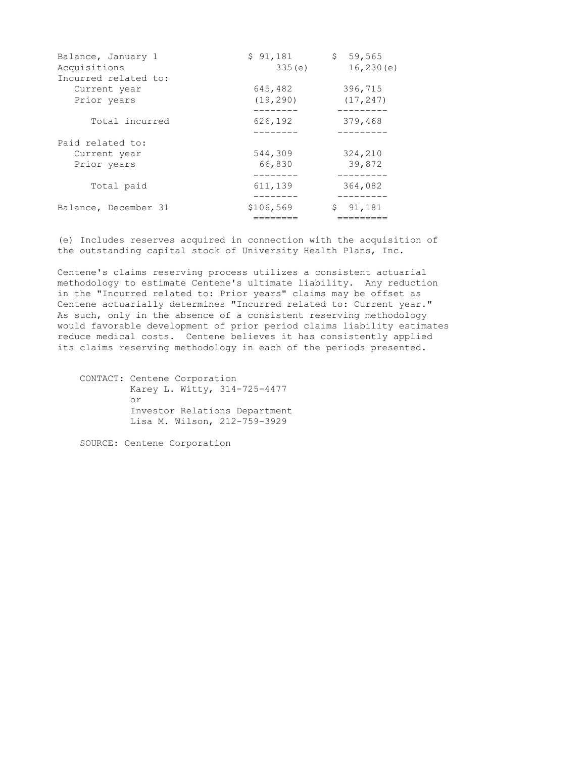| | | |
|---|---|---|
| Balance, January 1 | $ 91,181 | $ 59,565 |
| Acquisitions | 335(e) | 16,230(e) |
| Incurred related to: | | |
| Current year | 645,482 | 396,715 |
| Prior years | (19,290) | (17,247) |
| Total incurred | 626,192 | 379,468 |
| Paid related to: | | |
| Current year | 544,309 | 324,210 |
| Prior years | 66,830 | 39,872 |
| Total paid | 611,139 | 364,082 |
| Balance, December 31 | $106,569 | $ 91,181 |

(e) Includes reserves acquired in connection with the acquisition of the outstanding capital stock of University Health Plans, Inc.

Centene's claims reserving process utilizes a consistent actuarial methodology to estimate Centene's ultimate liability. Any reduction in the "Incurred related to: Prior years" claims may be offset as Centene actuarially determines "Incurred related to: Current year." As such, only in the absence of a consistent reserving methodology would favorable development of prior period claims liability estimates reduce medical costs. Centene believes it has consistently applied its claims reserving methodology in each of the periods presented.

CONTACT: Centene Corporation
Karey L. Witty, 314-725-4477
or
Investor Relations Department
Lisa M. Wilson, 212-759-3929

SOURCE: Centene Corporation